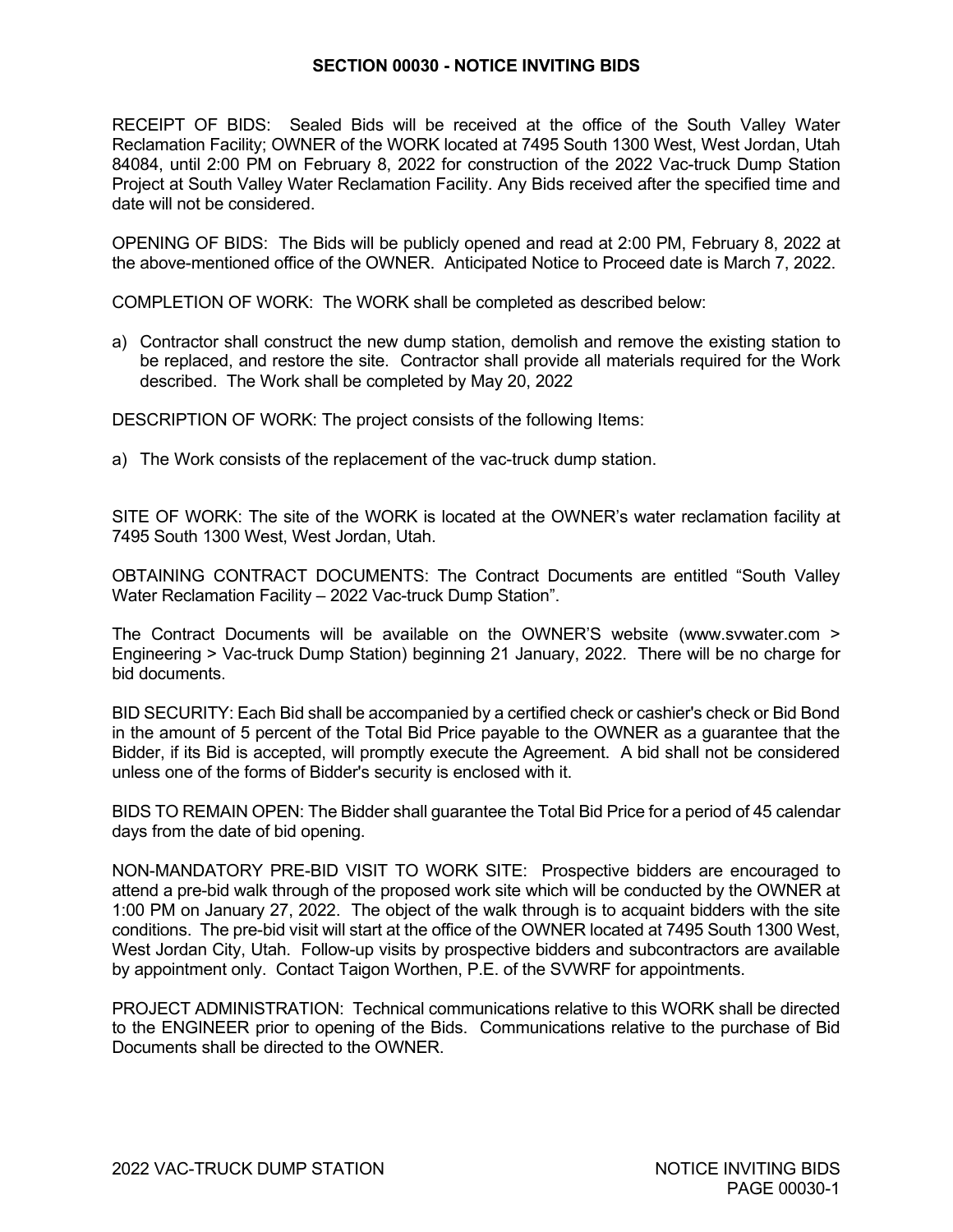# SECTION 00030 - NOTICE INVITING BIDS

RECEIPT OF BIDS: Sealed Bids will be received at the office of the South Valley Water Reclamation Facility; OWNER of the WORK located at 7495 South 1300 West, West Jordan, Utah 84084, until 2:00 PM on February 8, 2022 for construction of the 2022 Vac-truck Dump Station Project at South Valley Water Reclamation Facility. Any Bids received after the specified time and date will not be considered.

OPENING OF BIDS: The Bids will be publicly opened and read at 2:00 PM, February 8, 2022 at the above-mentioned office of the OWNER. Anticipated Notice to Proceed date is March 7, 2022.

COMPLETION OF WORK: The WORK shall be completed as described below:

a) Contractor shall construct the new dump station, demolish and remove the existing station to be replaced, and restore the site. Contractor shall provide all materials required for the Work described. The Work shall be completed by May 20, 2022

DESCRIPTION OF WORK: The project consists of the following Items:

a) The Work consists of the replacement of the vac-truck dump station.

SITE OF WORK: The site of the WORK is located at the OWNER's water reclamation facility at 7495 South 1300 West, West Jordan, Utah.

OBTAINING CONTRACT DOCUMENTS: The Contract Documents are entitled "South Valley Water Reclamation Facility – 2022 Vac-truck Dump Station".

The Contract Documents will be available on the OWNER'S website (www.svwater.com > Engineering > Vac-truck Dump Station) beginning 21 January, 2022. There will be no charge for bid documents.

BID SECURITY: Each Bid shall be accompanied by a certified check or cashier's check or Bid Bond in the amount of 5 percent of the Total Bid Price payable to the OWNER as a guarantee that the Bidder, if its Bid is accepted, will promptly execute the Agreement. A bid shall not be considered unless one of the forms of Bidder's security is enclosed with it.

BIDS TO REMAIN OPEN: The Bidder shall guarantee the Total Bid Price for a period of 45 calendar days from the date of bid opening.

NON-MANDATORY PRE-BID VISIT TO WORK SITE: Prospective bidders are encouraged to attend a pre-bid walk through of the proposed work site which will be conducted by the OWNER at 1:00 PM on January 27, 2022. The object of the walk through is to acquaint bidders with the site conditions. The pre-bid visit will start at the office of the OWNER located at 7495 South 1300 West, West Jordan City, Utah. Follow-up visits by prospective bidders and subcontractors are available by appointment only. Contact Taigon Worthen, P.E. of the SVWRF for appointments.

PROJECT ADMINISTRATION: Technical communications relative to this WORK shall be directed to the ENGINEER prior to opening of the Bids. Communications relative to the purchase of Bid Documents shall be directed to the OWNER.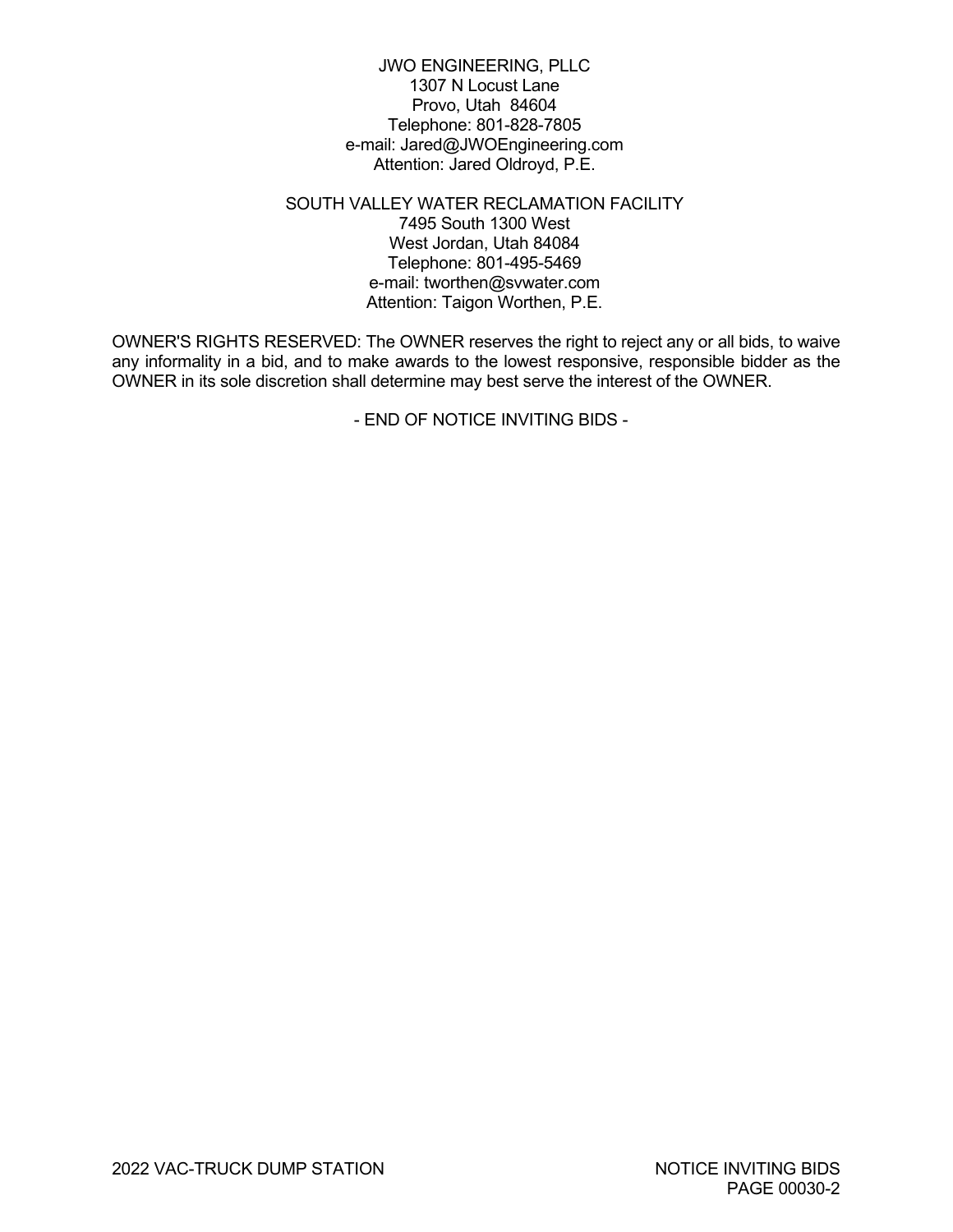JWO ENGINEERING, PLLC
1307 N Locust Lane
Provo, Utah 84604
Telephone: 801-828-7805
e-mail: Jared@JWOEngineering.com
Attention: Jared Oldroyd, P.E.

SOUTH VALLEY WATER RECLAMATION FACILITY
7495 South 1300 West
West Jordan, Utah 84084
Telephone: 801-495-5469
e-mail: tworthen@svwater.com
Attention: Taigon Worthen, P.E.

OWNER'S RIGHTS RESERVED: The OWNER reserves the right to reject any or all bids, to waive any informality in a bid, and to make awards to the lowest responsive, responsible bidder as the OWNER in its sole discretion shall determine may best serve the interest of the OWNER.

- END OF NOTICE INVITING BIDS -